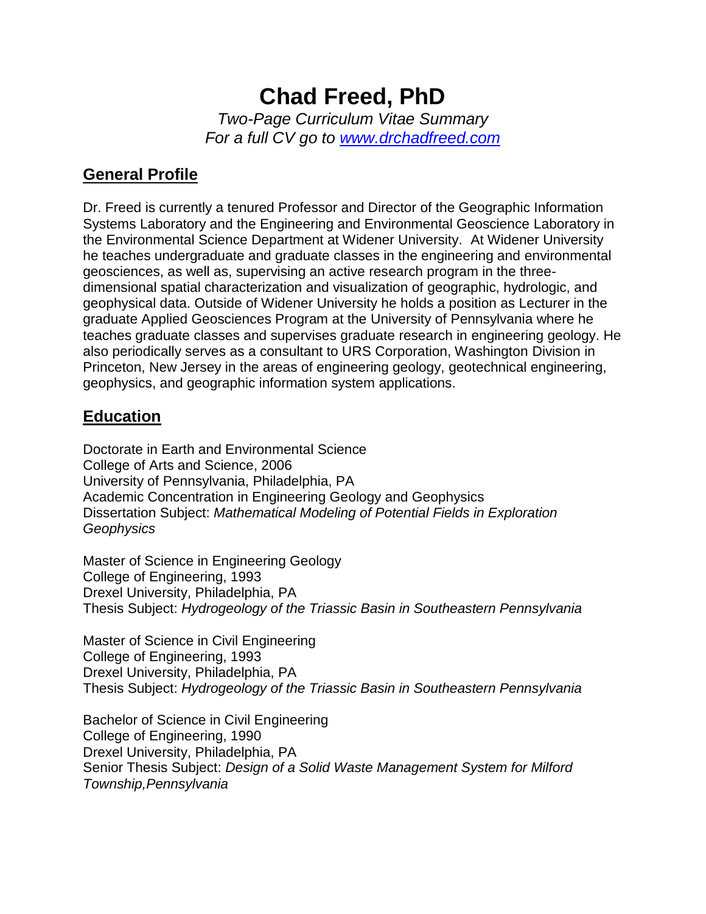# Chad Freed, PhD

*Two-Page Curriculum Vitae Summary*
*For a full CV go to [www.drchadfreed.com](http://www.drchadfreed.com)*

## General Profile

Dr. Freed is currently a tenured Professor and Director of the Geographic Information Systems Laboratory and the Engineering and Environmental Geoscience Laboratory in the Environmental Science Department at Widener University. At Widener University he teaches undergraduate and graduate classes in the engineering and environmental geosciences, as well as, supervising an active research program in the three-dimensional spatial characterization and visualization of geographic, hydrologic, and geophysical data. Outside of Widener University he holds a position as Lecturer in the graduate Applied Geosciences Program at the University of Pennsylvania where he teaches graduate classes and supervises graduate research in engineering geology. He also periodically serves as a consultant to URS Corporation, Washington Division in Princeton, New Jersey in the areas of engineering geology, geotechnical engineering, geophysics, and geographic information system applications.

## Education

Doctorate in Earth and Environmental Science
College of Arts and Science, 2006
University of Pennsylvania, Philadelphia, PA
Academic Concentration in Engineering Geology and Geophysics
Dissertation Subject: *Mathematical Modeling of Potential Fields in Exploration Geophysics*

Master of Science in Engineering Geology
College of Engineering, 1993
Drexel University, Philadelphia, PA
Thesis Subject: *Hydrogeology of the Triassic Basin in Southeastern Pennsylvania*

Master of Science in Civil Engineering
College of Engineering, 1993
Drexel University, Philadelphia, PA
Thesis Subject: *Hydrogeology of the Triassic Basin in Southeastern Pennsylvania*

Bachelor of Science in Civil Engineering
College of Engineering, 1990
Drexel University, Philadelphia, PA
Senior Thesis Subject: *Design of a Solid Waste Management System for Milford Township,Pennsylvania*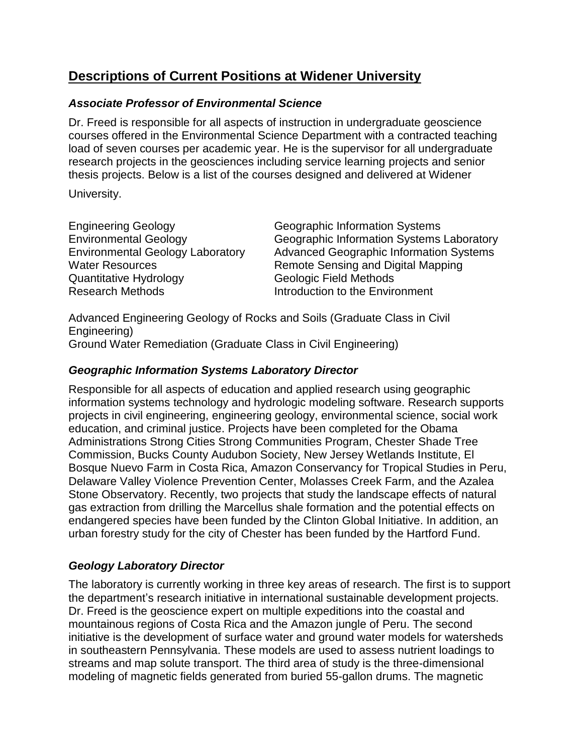## Descriptions of Current Positions at Widener University

### *Associate Professor of Environmental Science*

Dr. Freed is responsible for all aspects of instruction in undergraduate geoscience courses offered in the Environmental Science Department with a contracted teaching load of seven courses per academic year. He is the supervisor for all undergraduate research projects in the geosciences including service learning projects and senior thesis projects. Below is a list of the courses designed and delivered at Widener University.

- Engineering Geology
- Environmental Geology
- Environmental Geology Laboratory
- Water Resources
- Quantitative Hydrology
- Research Methods
- Geographic Information Systems
- Geographic Information Systems Laboratory
- Advanced Geographic Information Systems
- Remote Sensing and Digital Mapping
- Geologic Field Methods
- Introduction to the Environment

Advanced Engineering Geology of Rocks and Soils (Graduate Class in Civil Engineering)
Ground Water Remediation (Graduate Class in Civil Engineering)

### *Geographic Information Systems Laboratory Director*

Responsible for all aspects of education and applied research using geographic information systems technology and hydrologic modeling software. Research supports projects in civil engineering, engineering geology, environmental science, social work education, and criminal justice. Projects have been completed for the Obama Administrations Strong Cities Strong Communities Program, Chester Shade Tree Commission, Bucks County Audubon Society, New Jersey Wetlands Institute, El Bosque Nuevo Farm in Costa Rica, Amazon Conservancy for Tropical Studies in Peru, Delaware Valley Violence Prevention Center, Molasses Creek Farm, and the Azalea Stone Observatory. Recently, two projects that study the landscape effects of natural gas extraction from drilling the Marcellus shale formation and the potential effects on endangered species have been funded by the Clinton Global Initiative. In addition, an urban forestry study for the city of Chester has been funded by the Hartford Fund.

### *Geology Laboratory Director*

The laboratory is currently working in three key areas of research. The first is to support the department's research initiative in international sustainable development projects. Dr. Freed is the geoscience expert on multiple expeditions into the coastal and mountainous regions of Costa Rica and the Amazon jungle of Peru. The second initiative is the development of surface water and ground water models for watersheds in southeastern Pennsylvania. These models are used to assess nutrient loadings to streams and map solute transport. The third area of study is the three-dimensional modeling of magnetic fields generated from buried 55-gallon drums. The magnetic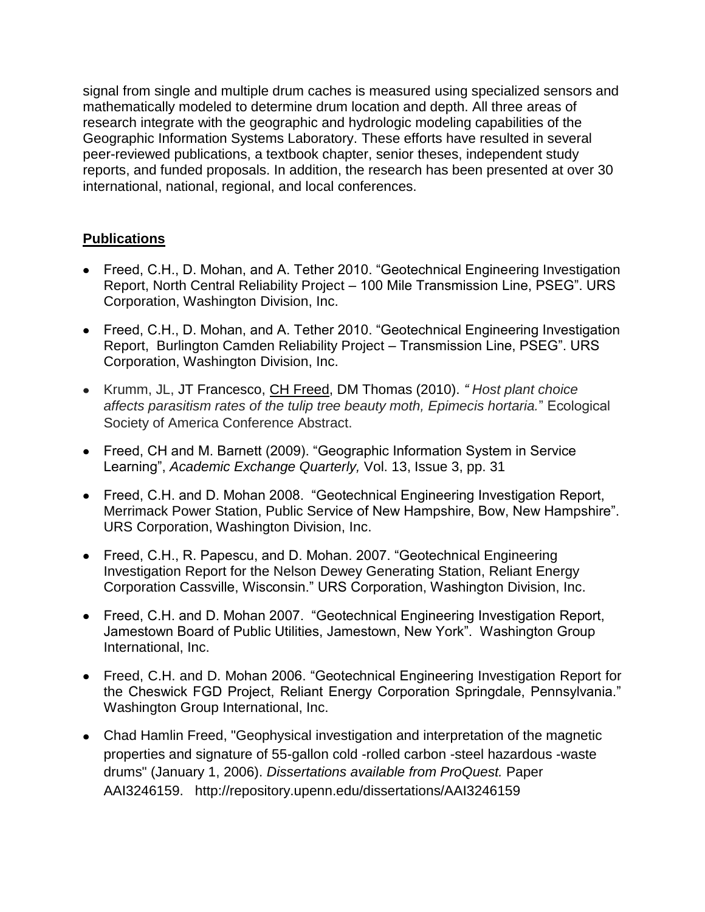signal from single and multiple drum caches is measured using specialized sensors and mathematically modeled to determine drum location and depth. All three areas of research integrate with the geographic and hydrologic modeling capabilities of the Geographic Information Systems Laboratory. These efforts have resulted in several peer-reviewed publications, a textbook chapter, senior theses, independent study reports, and funded proposals. In addition, the research has been presented at over 30 international, national, regional, and local conferences.

## **Publications**

- Freed, C.H., D. Mohan, and A. Tether 2010. "Geotechnical Engineering Investigation Report, North Central Reliability Project – 100 Mile Transmission Line, PSEG". URS Corporation, Washington Division, Inc.
- Freed, C.H., D. Mohan, and A. Tether 2010. "Geotechnical Engineering Investigation Report, Burlington Camden Reliability Project – Transmission Line, PSEG". URS Corporation, Washington Division, Inc.
- Krumm, JL, JT Francesco, CH Freed, DM Thomas (2010). *" Host plant choice affects parasitism rates of the tulip tree beauty moth, Epimecis hortaria.*" Ecological Society of America Conference Abstract.
- Freed, CH and M. Barnett (2009). "Geographic Information System in Service Learning", *Academic Exchange Quarterly,* Vol. 13, Issue 3, pp. 31
- Freed, C.H. and D. Mohan 2008. "Geotechnical Engineering Investigation Report, Merrimack Power Station, Public Service of New Hampshire, Bow, New Hampshire". URS Corporation, Washington Division, Inc.
- Freed, C.H., R. Papescu, and D. Mohan. 2007. "Geotechnical Engineering Investigation Report for the Nelson Dewey Generating Station, Reliant Energy Corporation Cassville, Wisconsin." URS Corporation, Washington Division, Inc.
- Freed, C.H. and D. Mohan 2007. "Geotechnical Engineering Investigation Report, Jamestown Board of Public Utilities, Jamestown, New York". Washington Group International, Inc.
- Freed, C.H. and D. Mohan 2006. "Geotechnical Engineering Investigation Report for the Cheswick FGD Project, Reliant Energy Corporation Springdale, Pennsylvania." Washington Group International, Inc.
- Chad Hamlin Freed, "Geophysical investigation and interpretation of the magnetic properties and signature of 55-gallon cold -rolled carbon -steel hazardous -waste drums" (January 1, 2006). *Dissertations available from ProQuest.* Paper AAI3246159. http://repository.upenn.edu/dissertations/AAI3246159